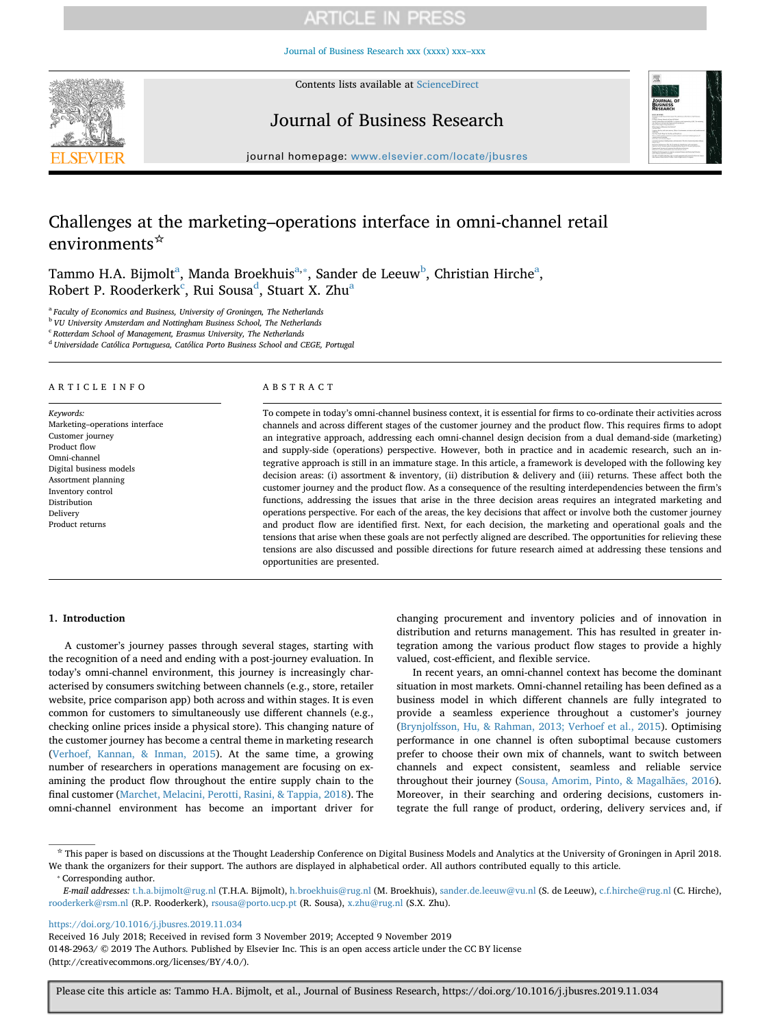# Challenges at the marketing–operations interface in omni-channel retail environments☆

Tammo H.A. Bijmolt[a], Manda Broekhuis[a,*], Sander de Leeuw[b], Christian Hirche[a], Robert P. Rooderkerk[c], Rui Sousa[d], Stuart X. Zhu[a]

[a] Faculty of Economics and Business, University of Groningen, The Netherlands
[b] VU University Amsterdam and Nottingham Business School, The Netherlands
[c] Rotterdam School of Management, Erasmus University, The Netherlands
[d] Universidade Católica Portuguesa, Católica Porto Business School and CEGE, Portugal

## ARTICLE INFO

*Keywords:*
Marketing–operations interface
Customer journey
Product flow
Omni-channel
Digital business models
Assortment planning
Inventory control
Distribution
Delivery
Product returns

## ABSTRACT

To compete in today's omni-channel business context, it is essential for firms to co-ordinate their activities across channels and across different stages of the customer journey and the product flow. This requires firms to adopt an integrative approach, addressing each omni-channel design decision from a dual demand-side (marketing) and supply-side (operations) perspective. However, both in practice and in academic research, such an integrative approach is still in an immature stage. In this article, a framework is developed with the following key decision areas: (i) assortment & inventory, (ii) distribution & delivery and (iii) returns. These affect both the customer journey and the product flow. As a consequence of the resulting interdependencies between the firm's functions, addressing the issues that arise in the three decision areas requires an integrated marketing and operations perspective. For each of the areas, the key decisions that affect or involve both the customer journey and product flow are identified first. Next, for each decision, the marketing and operational goals and the tensions that arise when these goals are not perfectly aligned are described. The opportunities for relieving these tensions are also discussed and possible directions for future research aimed at addressing these tensions and opportunities are presented.

## 1. Introduction

A customer's journey passes through several stages, starting with the recognition of a need and ending with a post-journey evaluation. In today's omni-channel environment, this journey is increasingly characterised by consumers switching between channels (e.g., store, retailer website, price comparison app) both across and within stages. It is even common for customers to simultaneously use different channels (e.g., checking online prices inside a physical store). This changing nature of the customer journey has become a central theme in marketing research (Verhoef, Kannan, & Inman, 2015). At the same time, a growing number of researchers in operations management are focusing on examining the product flow throughout the entire supply chain to the final customer (Marchet, Melacini, Perotti, Rasini, & Tappia, 2018). The omni-channel environment has become an important driver for changing procurement and inventory policies and of innovation in distribution and returns management. This has resulted in greater integration among the various product flow stages to provide a highly valued, cost-efficient, and flexible service.

In recent years, an omni-channel context has become the dominant situation in most markets. Omni-channel retailing has been defined as a business model in which different channels are fully integrated to provide a seamless experience throughout a customer's journey (Brynjolfsson, Hu, & Rahman, 2013; Verhoef et al., 2015). Optimising performance in one channel is often suboptimal because customers prefer to choose their own mix of channels, want to switch between channels and expect consistent, seamless and reliable service throughout their journey (Sousa, Amorim, Pinto, & Magalhães, 2016). Moreover, in their searching and ordering decisions, customers integrate the full range of product, ordering, delivery services and, if

---

☆ This paper is based on discussions at the Thought Leadership Conference on Digital Business Models and Analytics at the University of Groningen in April 2018. We thank the organizers for their support. The authors are displayed in alphabetical order. All authors contributed equally to this article.

* Corresponding author.

*E-mail addresses:* t.h.a.bijmolt@rug.nl (T.H.A. Bijmolt), h.broekhuis@rug.nl (M. Broekhuis), sander.de.leeuw@vu.nl (S. de Leeuw), c.f.hirche@rug.nl (C. Hirche), rooderkerk@rsm.nl (R.P. Rooderkerk), rsousa@porto.ucp.pt (R. Sousa), x.zhu@rug.nl (S.X. Zhu).

https://doi.org/10.1016/j.jbusres.2019.11.034
Received 16 July 2018; Received in revised form 3 November 2019; Accepted 9 November 2019
0148-2963/ © 2019 The Authors. Published by Elsevier Inc. This is an open access article under the CC BY license (http://creativecommons.org/licenses/BY/4.0/).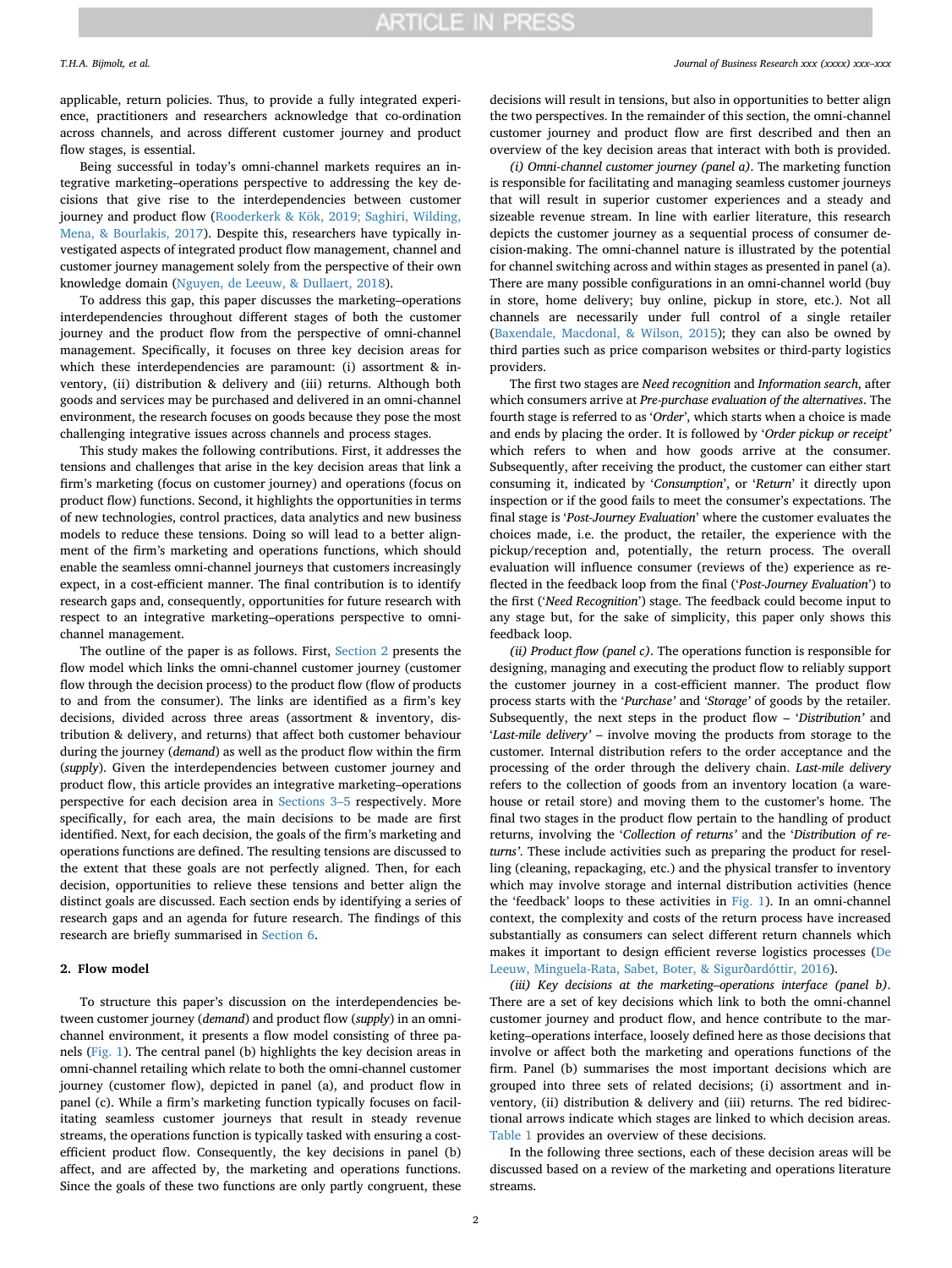applicable, return policies. Thus, to provide a fully integrated experience, practitioners and researchers acknowledge that co-ordination across channels, and across different customer journey and product flow stages, is essential.

Being successful in today's omni-channel markets requires an integrative marketing–operations perspective to addressing the key decisions that give rise to the interdependencies between customer journey and product flow (Rooderkerk & Kök, 2019; Saghiri, Wilding, Mena, & Bourlakis, 2017). Despite this, researchers have typically investigated aspects of integrated product flow management, channel and customer journey management solely from the perspective of their own knowledge domain (Nguyen, de Leeuw, & Dullaert, 2018).

To address this gap, this paper discusses the marketing–operations interdependencies throughout different stages of both the customer journey and the product flow from the perspective of omni-channel management. Specifically, it focuses on three key decision areas for which these interdependencies are paramount: (i) assortment & inventory, (ii) distribution & delivery and (iii) returns. Although both goods and services may be purchased and delivered in an omni-channel environment, the research focuses on goods because they pose the most challenging integrative issues across channels and process stages.

This study makes the following contributions. First, it addresses the tensions and challenges that arise in the key decision areas that link a firm's marketing (focus on customer journey) and operations (focus on product flow) functions. Second, it highlights the opportunities in terms of new technologies, control practices, data analytics and new business models to reduce these tensions. Doing so will lead to a better alignment of the firm's marketing and operations functions, which should enable the seamless omni-channel journeys that customers increasingly expect, in a cost-efficient manner. The final contribution is to identify research gaps and, consequently, opportunities for future research with respect to an integrative marketing–operations perspective to omni-channel management.

The outline of the paper is as follows. First, Section 2 presents the flow model which links the omni-channel customer journey (customer flow through the decision process) to the product flow (flow of products to and from the consumer). The links are identified as a firm's key decisions, divided across three areas (assortment & inventory, distribution & delivery, and returns) that affect both customer behaviour during the journey (*demand*) as well as the product flow within the firm (*supply*). Given the interdependencies between customer journey and product flow, this article provides an integrative marketing–operations perspective for each decision area in Sections 3–5 respectively. More specifically, for each area, the main decisions to be made are first identified. Next, for each decision, the goals of the firm's marketing and operations functions are defined. The resulting tensions are discussed to the extent that these goals are not perfectly aligned. Then, for each decision, opportunities to relieve these tensions and better align the distinct goals are discussed. Each section ends by identifying a series of research gaps and an agenda for future research. The findings of this research are briefly summarised in Section 6.

## 2. Flow model

To structure this paper's discussion on the interdependencies between customer journey (*demand*) and product flow (*supply*) in an omni-channel environment, it presents a flow model consisting of three panels (Fig. 1). The central panel (b) highlights the key decision areas in omni-channel retailing which relate to both the omni-channel customer journey (customer flow), depicted in panel (a), and product flow in panel (c). While a firm's marketing function typically focuses on facilitating seamless customer journeys that result in steady revenue streams, the operations function is typically tasked with ensuring a cost-efficient product flow. Consequently, the key decisions in panel (b) affect, and are affected by, the marketing and operations functions. Since the goals of these two functions are only partly congruent, these decisions will result in tensions, but also in opportunities to better align the two perspectives. In the remainder of this section, the omni-channel customer journey and product flow are first described and then an overview of the key decision areas that interact with both is provided.

*(i) Omni-channel customer journey (panel a)*. The marketing function is responsible for facilitating and managing seamless customer journeys that will result in superior customer experiences and a steady and sizeable revenue stream. In line with earlier literature, this research depicts the customer journey as a sequential process of consumer decision-making. The omni-channel nature is illustrated by the potential for channel switching across and within stages as presented in panel (a). There are many possible configurations in an omni-channel world (buy in store, home delivery; buy online, pickup in store, etc.). Not all channels are necessarily under full control of a single retailer (Baxendale, Macdonal, & Wilson, 2015); they can also be owned by third parties such as price comparison websites or third-party logistics providers.

The first two stages are *Need recognition* and *Information search*, after which consumers arrive at *Pre-purchase evaluation of the alternatives*. The fourth stage is referred to as '*Order*', which starts when a choice is made and ends by placing the order. It is followed by '*Order pickup or receipt'* which refers to when and how goods arrive at the consumer. Subsequently, after receiving the product, the customer can either start consuming it, indicated by '*Consumption*', or '*Return*' it directly upon inspection or if the good fails to meet the consumer's expectations. The final stage is '*Post-Journey Evaluation*' where the customer evaluates the choices made, i.e. the product, the retailer, the experience with the pickup/reception and, potentially, the return process. The overall evaluation will influence consumer (reviews of the) experience as reflected in the feedback loop from the final ('*Post-Journey Evaluation*') to the first ('*Need Recognition*') stage. The feedback could become input to any stage but, for the sake of simplicity, this paper only shows this feedback loop.

*(ii) Product flow (panel c)*. The operations function is responsible for designing, managing and executing the product flow to reliably support the customer journey in a cost-efficient manner. The product flow process starts with the '*Purchase'* and '*Storage'* of goods by the retailer. Subsequently, the next steps in the product flow – '*Distribution'* and '*Last-mile delivery'* – involve moving the products from storage to the customer. Internal distribution refers to the order acceptance and the processing of the order through the delivery chain. *Last-mile delivery* refers to the collection of goods from an inventory location (a warehouse or retail store) and moving them to the customer's home. The final two stages in the product flow pertain to the handling of product returns, involving the '*Collection of returns'* and the '*Distribution of returns'*. These include activities such as preparing the product for reselling (cleaning, repackaging, etc.) and the physical transfer to inventory which may involve storage and internal distribution activities (hence the 'feedback' loops to these activities in Fig. 1). In an omni-channel context, the complexity and costs of the return process have increased substantially as consumers can select different return channels which makes it important to design efficient reverse logistics processes (De Leeuw, Minguela-Rata, Sabet, Boter, & Sigurðardóttir, 2016).

*(iii) Key decisions at the marketing–operations interface (panel b)*. There are a set of key decisions which link to both the omni-channel customer journey and product flow, and hence contribute to the marketing–operations interface, loosely defined here as those decisions that involve or affect both the marketing and operations functions of the firm. Panel (b) summarises the most important decisions which are grouped into three sets of related decisions; (i) assortment and inventory, (ii) distribution & delivery and (iii) returns. The red bidirectional arrows indicate which stages are linked to which decision areas. Table 1 provides an overview of these decisions.

In the following three sections, each of these decision areas will be discussed based on a review of the marketing and operations literature streams.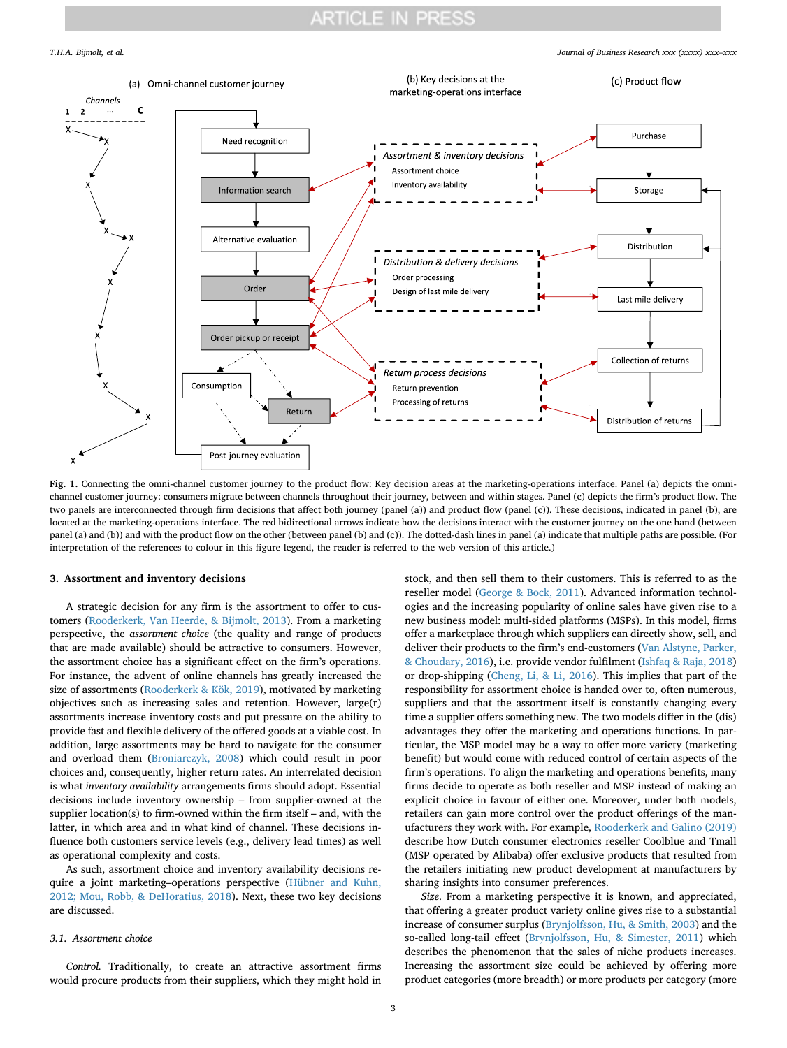Fig. 1. Connecting the omni-channel customer journey to the product flow: Key decision areas at the marketing-operations interface. Panel (a) depicts the omni-channel customer journey: consumers migrate between channels throughout their journey, between and within stages. Panel (c) depicts the firm's product flow. The two panels are interconnected through firm decisions that affect both journey (panel (a)) and product flow (panel (c)). These decisions, indicated in panel (b), are located at the marketing-operations interface. The red bidirectional arrows indicate how the decisions interact with the customer journey on the one hand (between panel (a) and (b)) and with the product flow on the other (between panel (b) and (c)). The dotted-dash lines in panel (a) indicate that multiple paths are possible. (For interpretation of the references to colour in this figure legend, the reader is referred to the web version of this article.)

## 3. Assortment and inventory decisions

A strategic decision for any firm is the assortment to offer to customers (Rooderkerk, Van Heerde, & Bijmolt, 2013). From a marketing perspective, the *assortment choice* (the quality and range of products that are made available) should be attractive to consumers. However, the assortment choice has a significant effect on the firm's operations. For instance, the advent of online channels has greatly increased the size of assortments (Rooderkerk & Kök, 2019), motivated by marketing objectives such as increasing sales and retention. However, large(r) assortments increase inventory costs and put pressure on the ability to provide fast and flexible delivery of the offered goods at a viable cost. In addition, large assortments may be hard to navigate for the consumer and overload them (Broniarczyk, 2008) which could result in poor choices and, consequently, higher return rates. An interrelated decision is what *inventory availability* arrangements firms should adopt. Essential decisions include inventory ownership – from supplier-owned at the supplier location(s) to firm-owned within the firm itself – and, with the latter, in which area and in what kind of channel. These decisions influence both customers service levels (e.g., delivery lead times) as well as operational complexity and costs.

As such, assortment choice and inventory availability decisions require a joint marketing–operations perspective (Hübner and Kuhn, 2012; Mou, Robb, & DeHoratius, 2018). Next, these two key decisions are discussed.

### 3.1. Assortment choice

*Control.* Traditionally, to create an attractive assortment firms would procure products from their suppliers, which they might hold in stock, and then sell them to their customers. This is referred to as the reseller model (George & Bock, 2011). Advanced information technologies and the increasing popularity of online sales have given rise to a new business model: multi-sided platforms (MSPs). In this model, firms offer a marketplace through which suppliers can directly show, sell, and deliver their products to the firm's end-customers (Van Alstyne, Parker, & Choudary, 2016), i.e. provide vendor fulfilment (Ishfaq & Raja, 2018) or drop-shipping (Cheng, Li, & Li, 2016). This implies that part of the responsibility for assortment choice is handed over to, often numerous, suppliers and that the assortment itself is constantly changing every time a supplier offers something new. The two models differ in the (dis) advantages they offer the marketing and operations functions. In particular, the MSP model may be a way to offer more variety (marketing benefit) but would come with reduced control of certain aspects of the firm's operations. To align the marketing and operations benefits, many firms decide to operate as both reseller and MSP instead of making an explicit choice in favour of either one. Moreover, under both models, retailers can gain more control over the product offerings of the manufacturers they work with. For example, Rooderkerk and Galino (2019) describe how Dutch consumer electronics reseller Coolblue and Tmall (MSP operated by Alibaba) offer exclusive products that resulted from the retailers initiating new product development at manufacturers by sharing insights into consumer preferences.

*Size.* From a marketing perspective it is known, and appreciated, that offering a greater product variety online gives rise to a substantial increase of consumer surplus (Brynjolfsson, Hu, & Smith, 2003) and the so-called long-tail effect (Brynjolfsson, Hu, & Simester, 2011) which describes the phenomenon that the sales of niche products increases. Increasing the assortment size could be achieved by offering more product categories (more breadth) or more products per category (more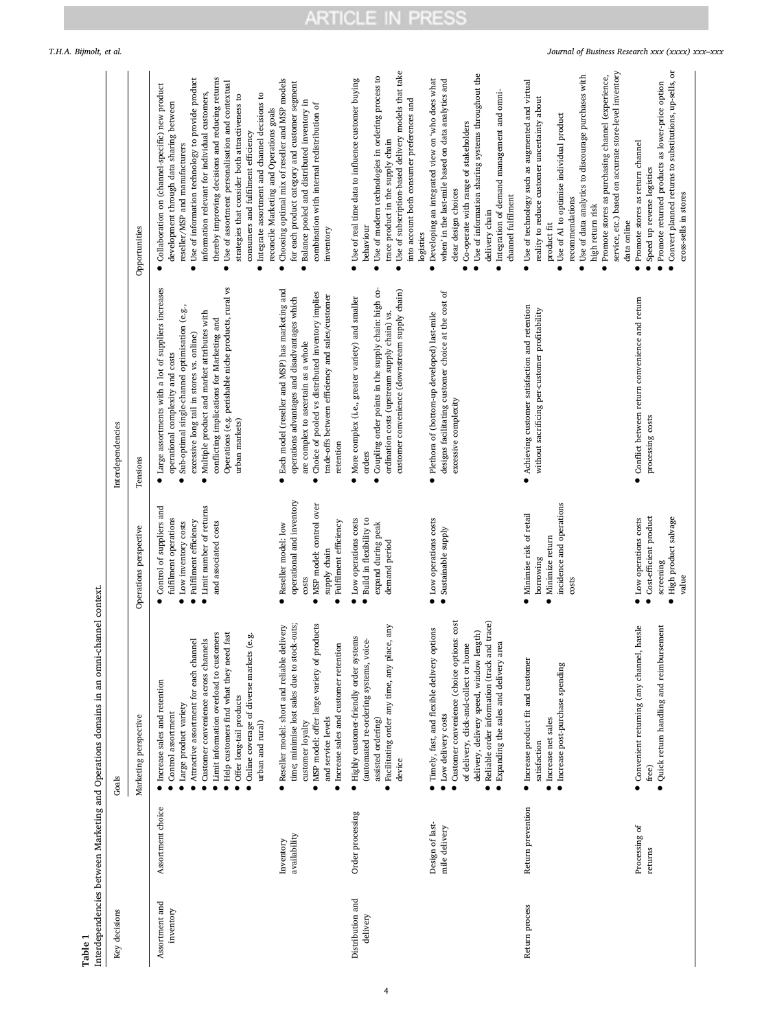**Table 1**
Interdependencies between Marketing and Operations domains in an omni-channel context.

| Key decisions | | Goals | | Interdependencies | |
|---|---|---|---|---|---|
| | | Marketing perspective | Operations perspective | Tensions | Opportunities |
| Assortment and inventory | Assortment choice | • Increase sales and retention<br>• Control assortment<br>• Large product variety<br>• Attractive assortment for each channel<br>• Customer convenience across channels<br>• Limit information overload to customers<br>• Help customers find what they need fast<br>• Offer long-tail products<br>• Online coverage of diverse markets (e.g. urban and rural) | • Control of suppliers and fulfilment operations<br>• Low inventory costs<br>• Fulfilment efficiency<br>• Limit number of returns and associated costs | • Large assortments with a lot of suppliers increases operational complexity and costs<br>• Sub-optimal single-channel optimisation (e.g., excessive long tail in stores vs. online)<br>• Multiple product and market attributes with conflicting implications for Marketing and Operations (e.g. perishable niche products, rural vs urban markets) | • Collaboration on (channel-specific) new product development through data sharing between reseller/MSP and manufacturers<br>• Use of information technology to provide product information relevant for individual customers, thereby improving decisions and reducing returns<br>• Use of assortment personalisation and contextual strategies that consider both attractiveness to consumers and fulfilment efficiency<br>• Integrate assortment and channel decisions to reconcile Marketing and Operations goals |
| | Inventory availability | • Reseller model: short and reliable delivery time; minimise lost sales due to stock-outs; customer loyalty<br>• MSP model: offer large variety of products and service levels<br>• Increase sales and customer retention | • Reseller model: low operational and inventory costs<br>• MSP model: control over supply chain<br>• Fulfilment efficiency | • Each model (reseller and MSP) has marketing and operations advantages and disadvantages which are complex to ascertain as a whole<br>• Choice of pooled vs distributed inventory implies trade-offs between efficiency and sales/customer retention | • Choosing optimal mix of reseller and MSP models for each product category and customer segment<br>• Balance pooled and distributed inventory in combination with internal redistribution of inventory |
| Distribution and delivery | Order processing | • Highly customer-friendly order systems (automated re-ordering systems, voice-assisted ordering)<br>• Facilitating order any time, any place, any device | • Low operations costs<br>• Build in flexibility to expand during peak demand period | • More complex (i.e., greater variety) and smaller orders<br>• Coupling order points in the supply chain: high co-ordination costs (upstream supply chain) vs. customer convenience (downstream supply chain) | • Use of real time data to influence customer buying behaviour<br>• Use of modern technologies in ordering process to trace product in the supply chain<br>• Use of subscription-based delivery models that take into account both consumer preferences and logistics |
| | Design of last-mile delivery | • Timely, fast, and flexible delivery options<br>• Low delivery costs<br>• Customer convenience (choice options: cost of delivery, click-and-collect or home delivery, delivery speed, window length)<br>• Reliable order information (track and trace)<br>• Expanding the sales and delivery area | • Low operations costs<br>• Sustainable supply | • Plethora of (bottom-up developed) last-mile designs facilitating customer choice at the cost of excessive complexity | • Developing an integrated view on 'who does what when' in the last-mile based on data analytics and clear design choices<br>• Co-operate with range of stakeholders<br>• Use of information sharing systems throughout the delivery chain<br>• Integration of demand management and omni-channel fulfilment |
| Return process | Return prevention | • Increase product fit and customer satisfaction<br>• Increase net sales<br>• Increase post-purchase spending | • Minimise risk of retail borrowing<br>• Minimize return incidence and operations costs | • Achieving customer satisfaction and retention without sacrificing per-customer profitability | • Use of technology such as augmented and virtual reality to reduce customer uncertainty about product fit<br>• Use of AI to optimise individual product recommendations<br>• Use of data analytics to discourage purchases with high return risk<br>• Promote stores as purchasing channel (experience, service, etc.) based on accurate store-level inventory data online |
| | Processing of returns | • Convenient returning (any channel, hassle free)<br>• Quick return handling and reimbursement | • Low operations costs<br>• Cost-efficient product screening<br>• High product salvage value | • Conflict between return convenience and return processing costs | • Promote stores as return channel<br>• Speed up reverse logistics<br>• Promote returned products as lower-price option<br>• Convert planned returns to substitutions, up-sells, or cross-sells in stores |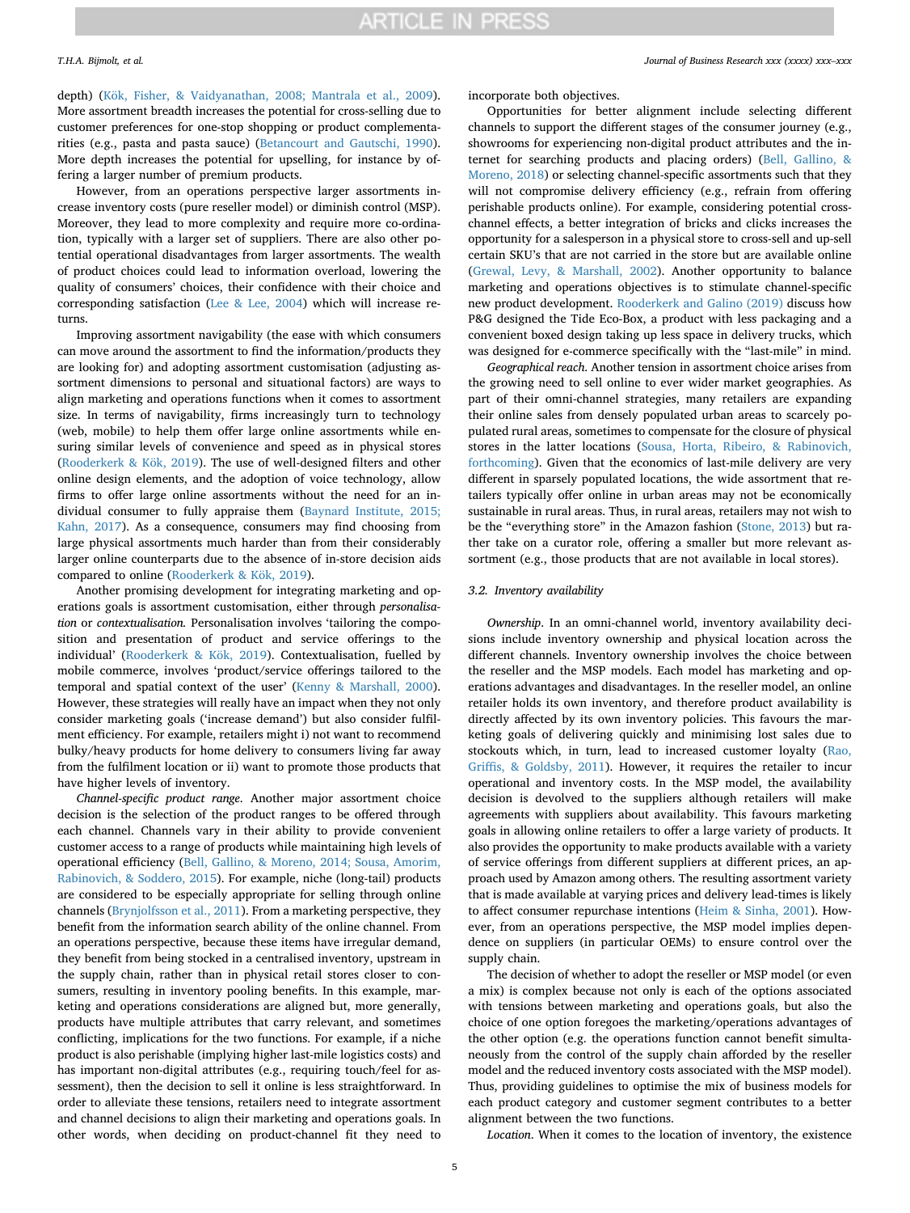depth) (Kök, Fisher, & Vaidyanathan, 2008; Mantrala et al., 2009). More assortment breadth increases the potential for cross-selling due to customer preferences for one-stop shopping or product complementarities (e.g., pasta and pasta sauce) (Betancourt and Gautschi, 1990). More depth increases the potential for upselling, for instance by offering a larger number of premium products.

However, from an operations perspective larger assortments increase inventory costs (pure reseller model) or diminish control (MSP). Moreover, they lead to more complexity and require more co-ordination, typically with a larger set of suppliers. There are also other potential operational disadvantages from larger assortments. The wealth of product choices could lead to information overload, lowering the quality of consumers' choices, their confidence with their choice and corresponding satisfaction (Lee & Lee, 2004) which will increase returns.

Improving assortment navigability (the ease with which consumers can move around the assortment to find the information/products they are looking for) and adopting assortment customisation (adjusting assortment dimensions to personal and situational factors) are ways to align marketing and operations functions when it comes to assortment size. In terms of navigability, firms increasingly turn to technology (web, mobile) to help them offer large online assortments while ensuring similar levels of convenience and speed as in physical stores (Rooderkerk & Kök, 2019). The use of well-designed filters and other online design elements, and the adoption of voice technology, allow firms to offer large online assortments without the need for an individual consumer to fully appraise them (Baynard Institute, 2015; Kahn, 2017). As a consequence, consumers may find choosing from large physical assortments much harder than from their considerably larger online counterparts due to the absence of in-store decision aids compared to online (Rooderkerk & Kök, 2019).

Another promising development for integrating marketing and operations goals is assortment customisation, either through *personalisation* or *contextualisation.* Personalisation involves 'tailoring the composition and presentation of product and service offerings to the individual' (Rooderkerk & Kök, 2019). Contextualisation, fuelled by mobile commerce, involves 'product/service offerings tailored to the temporal and spatial context of the user' (Kenny & Marshall, 2000). However, these strategies will really have an impact when they not only consider marketing goals ('increase demand') but also consider fulfilment efficiency. For example, retailers might i) not want to recommend bulky/heavy products for home delivery to consumers living far away from the fulfilment location or ii) want to promote those products that have higher levels of inventory.

*Channel-specific product range.* Another major assortment choice decision is the selection of the product ranges to be offered through each channel. Channels vary in their ability to provide convenient customer access to a range of products while maintaining high levels of operational efficiency (Bell, Gallino, & Moreno, 2014; Sousa, Amorim, Rabinovich, & Soddero, 2015). For example, niche (long-tail) products are considered to be especially appropriate for selling through online channels (Brynjolfsson et al., 2011). From a marketing perspective, they benefit from the information search ability of the online channel. From an operations perspective, because these items have irregular demand, they benefit from being stocked in a centralised inventory, upstream in the supply chain, rather than in physical retail stores closer to consumers, resulting in inventory pooling benefits. In this example, marketing and operations considerations are aligned but, more generally, products have multiple attributes that carry relevant, and sometimes conflicting, implications for the two functions. For example, if a niche product is also perishable (implying higher last-mile logistics costs) and has important non-digital attributes (e.g., requiring touch/feel for assessment), then the decision to sell it online is less straightforward. In order to alleviate these tensions, retailers need to integrate assortment and channel decisions to align their marketing and operations goals. In other words, when deciding on product-channel fit they need to incorporate both objectives.

Opportunities for better alignment include selecting different channels to support the different stages of the consumer journey (e.g., showrooms for experiencing non-digital product attributes and the internet for searching products and placing orders) (Bell, Gallino, & Moreno, 2018) or selecting channel-specific assortments such that they will not compromise delivery efficiency (e.g., refrain from offering perishable products online). For example, considering potential cross-channel effects, a better integration of bricks and clicks increases the opportunity for a salesperson in a physical store to cross-sell and up-sell certain SKU's that are not carried in the store but are available online (Grewal, Levy, & Marshall, 2002). Another opportunity to balance marketing and operations objectives is to stimulate channel-specific new product development. Rooderkerk and Galino (2019) discuss how P&G designed the Tide Eco-Box, a product with less packaging and a convenient boxed design taking up less space in delivery trucks, which was designed for e-commerce specifically with the "last-mile" in mind.

*Geographical reach.* Another tension in assortment choice arises from the growing need to sell online to ever wider market geographies. As part of their omni-channel strategies, many retailers are expanding their online sales from densely populated urban areas to scarcely populated rural areas, sometimes to compensate for the closure of physical stores in the latter locations (Sousa, Horta, Ribeiro, & Rabinovich, forthcoming). Given that the economics of last-mile delivery are very different in sparsely populated locations, the wide assortment that retailers typically offer online in urban areas may not be economically sustainable in rural areas. Thus, in rural areas, retailers may not wish to be the "everything store" in the Amazon fashion (Stone, 2013) but rather take on a curator role, offering a smaller but more relevant assortment (e.g., those products that are not available in local stores).

### 3.2. Inventory availability

*Ownership*. In an omni-channel world, inventory availability decisions include inventory ownership and physical location across the different channels. Inventory ownership involves the choice between the reseller and the MSP models. Each model has marketing and operations advantages and disadvantages. In the reseller model, an online retailer holds its own inventory, and therefore product availability is directly affected by its own inventory policies. This favours the marketing goals of delivering quickly and minimising lost sales due to stockouts which, in turn, lead to increased customer loyalty (Rao, Griffis, & Goldsby, 2011). However, it requires the retailer to incur operational and inventory costs. In the MSP model, the availability decision is devolved to the suppliers although retailers will make agreements with suppliers about availability. This favours marketing goals in allowing online retailers to offer a large variety of products. It also provides the opportunity to make products available with a variety of service offerings from different suppliers at different prices, an approach used by Amazon among others. The resulting assortment variety that is made available at varying prices and delivery lead-times is likely to affect consumer repurchase intentions (Heim & Sinha, 2001). However, from an operations perspective, the MSP model implies dependence on suppliers (in particular OEMs) to ensure control over the supply chain.

The decision of whether to adopt the reseller or MSP model (or even a mix) is complex because not only is each of the options associated with tensions between marketing and operations goals, but also the choice of one option foregoes the marketing/operations advantages of the other option (e.g. the operations function cannot benefit simultaneously from the control of the supply chain afforded by the reseller model and the reduced inventory costs associated with the MSP model). Thus, providing guidelines to optimise the mix of business models for each product category and customer segment contributes to a better alignment between the two functions.

*Location.* When it comes to the location of inventory, the existence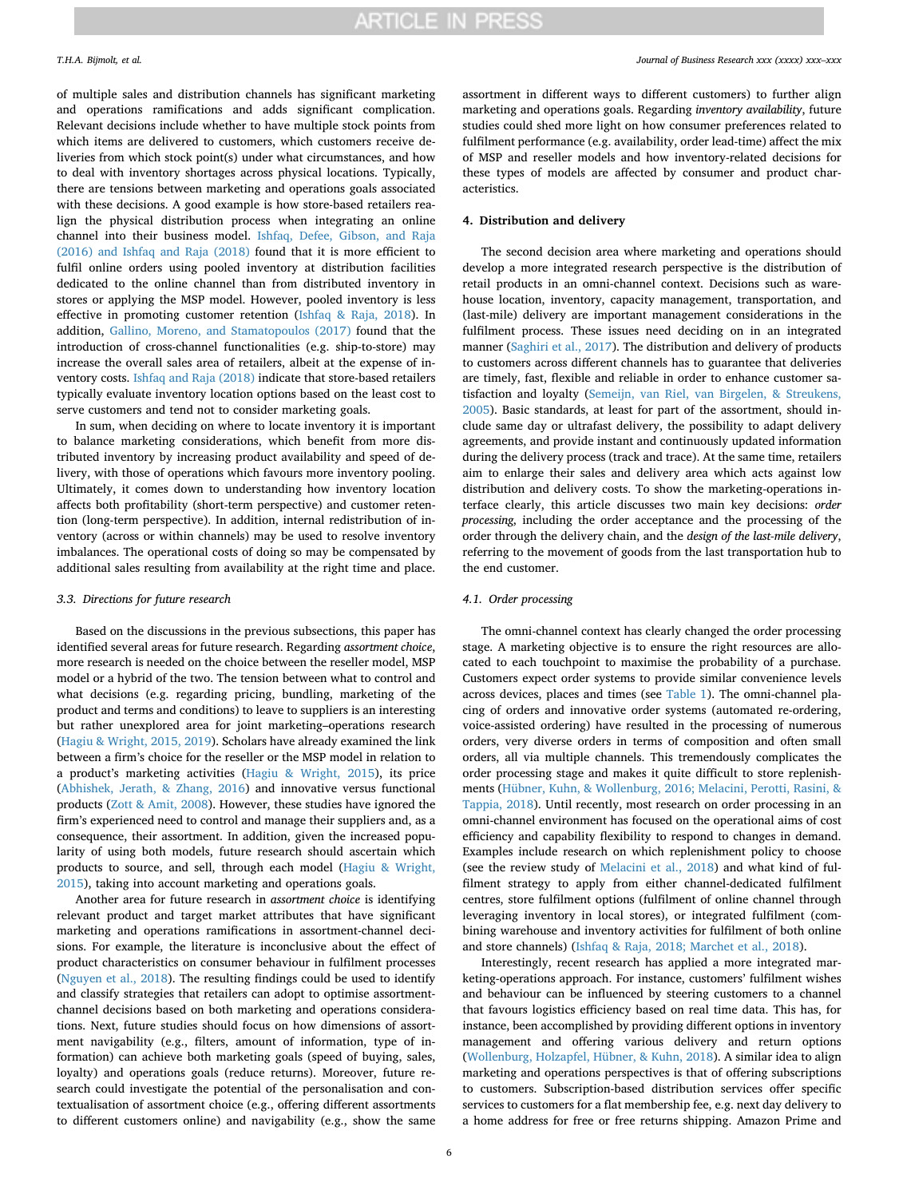of multiple sales and distribution channels has significant marketing and operations ramifications and adds significant complication. Relevant decisions include whether to have multiple stock points from which items are delivered to customers, which customers receive deliveries from which stock point(s) under what circumstances, and how to deal with inventory shortages across physical locations. Typically, there are tensions between marketing and operations goals associated with these decisions. A good example is how store-based retailers realign the physical distribution process when integrating an online channel into their business model. Ishfaq, Defee, Gibson, and Raja (2016) and Ishfaq and Raja (2018) found that it is more efficient to fulfil online orders using pooled inventory at distribution facilities dedicated to the online channel than from distributed inventory in stores or applying the MSP model. However, pooled inventory is less effective in promoting customer retention (Ishfaq & Raja, 2018). In addition, Gallino, Moreno, and Stamatopoulos (2017) found that the introduction of cross-channel functionalities (e.g. ship-to-store) may increase the overall sales area of retailers, albeit at the expense of inventory costs. Ishfaq and Raja (2018) indicate that store-based retailers typically evaluate inventory location options based on the least cost to serve customers and tend not to consider marketing goals.

In sum, when deciding on where to locate inventory it is important to balance marketing considerations, which benefit from more distributed inventory by increasing product availability and speed of delivery, with those of operations which favours more inventory pooling. Ultimately, it comes down to understanding how inventory location affects both profitability (short-term perspective) and customer retention (long-term perspective). In addition, internal redistribution of inventory (across or within channels) may be used to resolve inventory imbalances. The operational costs of doing so may be compensated by additional sales resulting from availability at the right time and place.

### 3.3. Directions for future research

Based on the discussions in the previous subsections, this paper has identified several areas for future research. Regarding *assortment choice*, more research is needed on the choice between the reseller model, MSP model or a hybrid of the two. The tension between what to control and what decisions (e.g. regarding pricing, bundling, marketing of the product and terms and conditions) to leave to suppliers is an interesting but rather unexplored area for joint marketing–operations research (Hagiu & Wright, 2015, 2019). Scholars have already examined the link between a firm's choice for the reseller or the MSP model in relation to a product's marketing activities (Hagiu & Wright, 2015), its price (Abhishek, Jerath, & Zhang, 2016) and innovative versus functional products (Zott & Amit, 2008). However, these studies have ignored the firm's experienced need to control and manage their suppliers and, as a consequence, their assortment. In addition, given the increased popularity of using both models, future research should ascertain which products to source, and sell, through each model (Hagiu & Wright, 2015), taking into account marketing and operations goals.

Another area for future research in *assortment choice* is identifying relevant product and target market attributes that have significant marketing and operations ramifications in assortment-channel decisions. For example, the literature is inconclusive about the effect of product characteristics on consumer behaviour in fulfilment processes (Nguyen et al., 2018). The resulting findings could be used to identify and classify strategies that retailers can adopt to optimise assortment-channel decisions based on both marketing and operations considerations. Next, future studies should focus on how dimensions of assortment navigability (e.g., filters, amount of information, type of information) can achieve both marketing goals (speed of buying, sales, loyalty) and operations goals (reduce returns). Moreover, future research could investigate the potential of the personalisation and contextualisation of assortment choice (e.g., offering different assortments to different customers online) and navigability (e.g., show the same assortment in different ways to different customers) to further align marketing and operations goals. Regarding *inventory availability*, future studies could shed more light on how consumer preferences related to fulfilment performance (e.g. availability, order lead-time) affect the mix of MSP and reseller models and how inventory-related decisions for these types of models are affected by consumer and product characteristics.

## 4. Distribution and delivery

The second decision area where marketing and operations should develop a more integrated research perspective is the distribution of retail products in an omni-channel context. Decisions such as warehouse location, inventory, capacity management, transportation, and (last-mile) delivery are important management considerations in the fulfilment process. These issues need deciding on in an integrated manner (Saghiri et al., 2017). The distribution and delivery of products to customers across different channels has to guarantee that deliveries are timely, fast, flexible and reliable in order to enhance customer satisfaction and loyalty (Semeijn, van Riel, van Birgelen, & Streukens, 2005). Basic standards, at least for part of the assortment, should include same day or ultrafast delivery, the possibility to adapt delivery agreements, and provide instant and continuously updated information during the delivery process (track and trace). At the same time, retailers aim to enlarge their sales and delivery area which acts against low distribution and delivery costs. To show the marketing-operations interface clearly, this article discusses two main key decisions: *order processing*, including the order acceptance and the processing of the order through the delivery chain, and the *design of the last-mile delivery*, referring to the movement of goods from the last transportation hub to the end customer.

### 4.1. Order processing

The omni-channel context has clearly changed the order processing stage. A marketing objective is to ensure the right resources are allocated to each touchpoint to maximise the probability of a purchase. Customers expect order systems to provide similar convenience levels across devices, places and times (see Table 1). The omni-channel placing of orders and innovative order systems (automated re-ordering, voice-assisted ordering) have resulted in the processing of numerous orders, very diverse orders in terms of composition and often small orders, all via multiple channels. This tremendously complicates the order processing stage and makes it quite difficult to store replenishments (Hübner, Kuhn, & Wollenburg, 2016; Melacini, Perotti, Rasini, & Tappia, 2018). Until recently, most research on order processing in an omni-channel environment has focused on the operational aims of cost efficiency and capability flexibility to respond to changes in demand. Examples include research on which replenishment policy to choose (see the review study of Melacini et al., 2018) and what kind of fulfilment strategy to apply from either channel-dedicated fulfilment centres, store fulfilment options (fulfilment of online channel through leveraging inventory in local stores), or integrated fulfilment (combining warehouse and inventory activities for fulfilment of both online and store channels) (Ishfaq & Raja, 2018; Marchet et al., 2018).

Interestingly, recent research has applied a more integrated marketing-operations approach. For instance, customers' fulfilment wishes and behaviour can be influenced by steering customers to a channel that favours logistics efficiency based on real time data. This has, for instance, been accomplished by providing different options in inventory management and offering various delivery and return options (Wollenburg, Holzapfel, Hübner, & Kuhn, 2018). A similar idea to align marketing and operations perspectives is that of offering subscriptions to customers. Subscription-based distribution services offer specific services to customers for a flat membership fee, e.g. next day delivery to a home address for free or free returns shipping. Amazon Prime and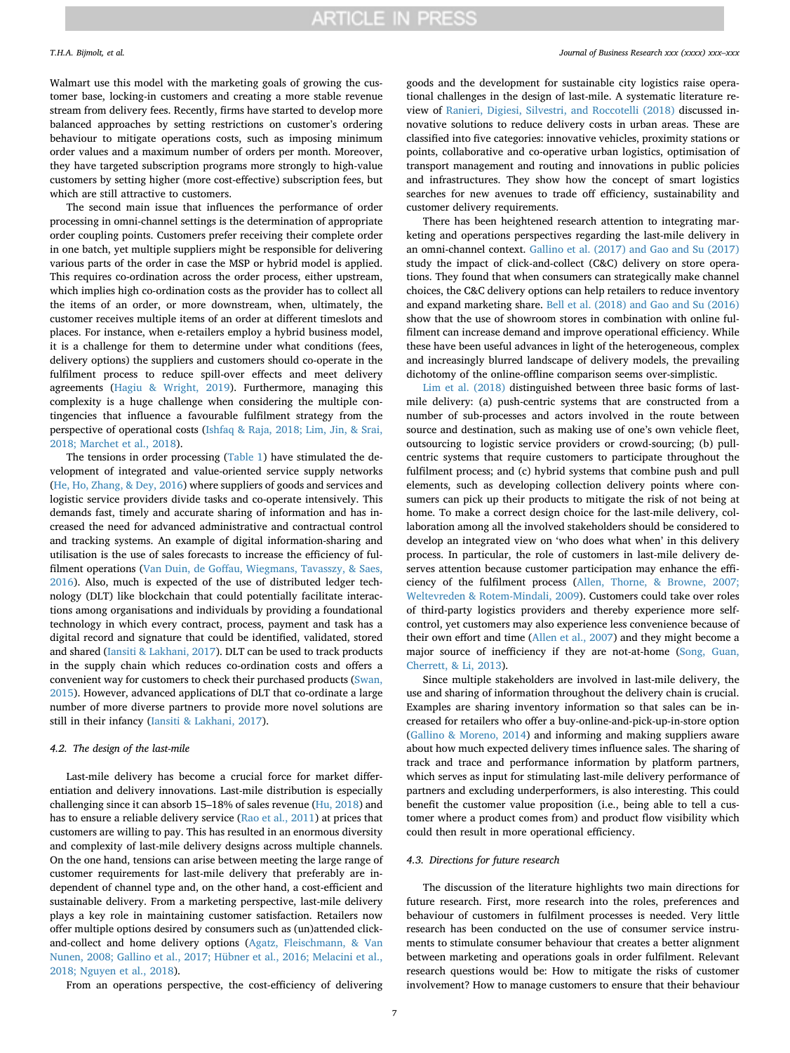Walmart use this model with the marketing goals of growing the customer base, locking-in customers and creating a more stable revenue stream from delivery fees. Recently, firms have started to develop more balanced approaches by setting restrictions on customer's ordering behaviour to mitigate operations costs, such as imposing minimum order values and a maximum number of orders per month. Moreover, they have targeted subscription programs more strongly to high-value customers by setting higher (more cost-effective) subscription fees, but which are still attractive to customers.

The second main issue that influences the performance of order processing in omni-channel settings is the determination of appropriate order coupling points. Customers prefer receiving their complete order in one batch, yet multiple suppliers might be responsible for delivering various parts of the order in case the MSP or hybrid model is applied. This requires co-ordination across the order process, either upstream, which implies high co-ordination costs as the provider has to collect all the items of an order, or more downstream, when, ultimately, the customer receives multiple items of an order at different timeslots and places. For instance, when e-retailers employ a hybrid business model, it is a challenge for them to determine under what conditions (fees, delivery options) the suppliers and customers should co-operate in the fulfilment process to reduce spill-over effects and meet delivery agreements (Hagiu & Wright, 2019). Furthermore, managing this complexity is a huge challenge when considering the multiple contingencies that influence a favourable fulfilment strategy from the perspective of operational costs (Ishfaq & Raja, 2018; Lim, Jin, & Srai, 2018; Marchet et al., 2018).

The tensions in order processing (Table 1) have stimulated the development of integrated and value-oriented service supply networks (He, Ho, Zhang, & Dey, 2016) where suppliers of goods and services and logistic service providers divide tasks and co-operate intensively. This demands fast, timely and accurate sharing of information and has increased the need for advanced administrative and contractual control and tracking systems. An example of digital information-sharing and utilisation is the use of sales forecasts to increase the efficiency of fulfilment operations (Van Duin, de Goffau, Wiegmans, Tavasszy, & Saes, 2016). Also, much is expected of the use of distributed ledger technology (DLT) like blockchain that could potentially facilitate interactions among organisations and individuals by providing a foundational technology in which every contract, process, payment and task has a digital record and signature that could be identified, validated, stored and shared (Iansiti & Lakhani, 2017). DLT can be used to track products in the supply chain which reduces co-ordination costs and offers a convenient way for customers to check their purchased products (Swan, 2015). However, advanced applications of DLT that co-ordinate a large number of more diverse partners to provide more novel solutions are still in their infancy (Iansiti & Lakhani, 2017).

### 4.2. The design of the last-mile

Last-mile delivery has become a crucial force for market differentiation and delivery innovations. Last-mile distribution is especially challenging since it can absorb 15–18% of sales revenue (Hu, 2018) and has to ensure a reliable delivery service (Rao et al., 2011) at prices that customers are willing to pay. This has resulted in an enormous diversity and complexity of last-mile delivery designs across multiple channels. On the one hand, tensions can arise between meeting the large range of customer requirements for last-mile delivery that preferably are independent of channel type and, on the other hand, a cost-efficient and sustainable delivery. From a marketing perspective, last-mile delivery plays a key role in maintaining customer satisfaction. Retailers now offer multiple options desired by consumers such as (un)attended click-and-collect and home delivery options (Agatz, Fleischmann, & Van Nunen, 2008; Gallino et al., 2017; Hübner et al., 2016; Melacini et al., 2018; Nguyen et al., 2018).

From an operations perspective, the cost-efficiency of delivering goods and the development for sustainable city logistics raise operational challenges in the design of last-mile. A systematic literature review of Ranieri, Digiesi, Silvestri, and Roccotelli (2018) discussed innovative solutions to reduce delivery costs in urban areas. These are classified into five categories: innovative vehicles, proximity stations or points, collaborative and co-operative urban logistics, optimisation of transport management and routing and innovations in public policies and infrastructures. They show how the concept of smart logistics searches for new avenues to trade off efficiency, sustainability and customer delivery requirements.

There has been heightened research attention to integrating marketing and operations perspectives regarding the last-mile delivery in an omni-channel context. Gallino et al. (2017) and Gao and Su (2017) study the impact of click-and-collect (C&C) delivery on store operations. They found that when consumers can strategically make channel choices, the C&C delivery options can help retailers to reduce inventory and expand marketing share. Bell et al. (2018) and Gao and Su (2016) show that the use of showroom stores in combination with online fulfilment can increase demand and improve operational efficiency. While these have been useful advances in light of the heterogeneous, complex and increasingly blurred landscape of delivery models, the prevailing dichotomy of the online-offline comparison seems over-simplistic.

Lim et al. (2018) distinguished between three basic forms of last-mile delivery: (a) push-centric systems that are constructed from a number of sub-processes and actors involved in the route between source and destination, such as making use of one's own vehicle fleet, outsourcing to logistic service providers or crowd-sourcing; (b) pull-centric systems that require customers to participate throughout the fulfilment process; and (c) hybrid systems that combine push and pull elements, such as developing collection delivery points where consumers can pick up their products to mitigate the risk of not being at home. To make a correct design choice for the last-mile delivery, collaboration among all the involved stakeholders should be considered to develop an integrated view on 'who does what when' in this delivery process. In particular, the role of customers in last-mile delivery deserves attention because customer participation may enhance the efficiency of the fulfilment process (Allen, Thorne, & Browne, 2007; Weltevreden & Rotem-Mindali, 2009). Customers could take over roles of third-party logistics providers and thereby experience more self-control, yet customers may also experience less convenience because of their own effort and time (Allen et al., 2007) and they might become a major source of inefficiency if they are not-at-home (Song, Guan, Cherrett, & Li, 2013).

Since multiple stakeholders are involved in last-mile delivery, the use and sharing of information throughout the delivery chain is crucial. Examples are sharing inventory information so that sales can be increased for retailers who offer a buy-online-and-pick-up-in-store option (Gallino & Moreno, 2014) and informing and making suppliers aware about how much expected delivery times influence sales. The sharing of track and trace and performance information by platform partners, which serves as input for stimulating last-mile delivery performance of partners and excluding underperformers, is also interesting. This could benefit the customer value proposition (i.e., being able to tell a customer where a product comes from) and product flow visibility which could then result in more operational efficiency.

### 4.3. Directions for future research

The discussion of the literature highlights two main directions for future research. First, more research into the roles, preferences and behaviour of customers in fulfilment processes is needed. Very little research has been conducted on the use of consumer service instruments to stimulate consumer behaviour that creates a better alignment between marketing and operations goals in order fulfilment. Relevant research questions would be: How to mitigate the risks of customer involvement? How to manage customers to ensure that their behaviour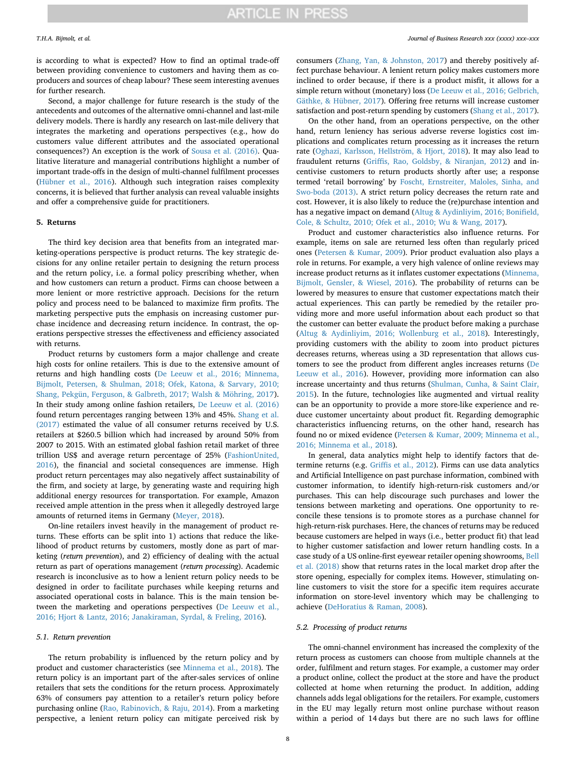is according to what is expected? How to find an optimal trade-off between providing convenience to customers and having them as co-producers and sources of cheap labour? These seem interesting avenues for further research.

Second, a major challenge for future research is the study of the antecedents and outcomes of the alternative omni-channel and last-mile delivery models. There is hardly any research on last-mile delivery that integrates the marketing and operations perspectives (e.g., how do customers value different attributes and the associated operational consequences?) An exception is the work of Sousa et al. (2016). Qualitative literature and managerial contributions highlight a number of important trade-offs in the design of multi-channel fulfilment processes (Hübner et al., 2016). Although such integration raises complexity concerns, it is believed that further analysis can reveal valuable insights and offer a comprehensive guide for practitioners.

## 5. Returns

The third key decision area that benefits from an integrated marketing-operations perspective is product returns. The key strategic decisions for any online retailer pertain to designing the return process and the return policy, i.e. a formal policy prescribing whether, when and how customers can return a product. Firms can choose between a more lenient or more restrictive approach. Decisions for the return policy and process need to be balanced to maximize firm profits. The marketing perspective puts the emphasis on increasing customer purchase incidence and decreasing return incidence. In contrast, the operations perspective stresses the effectiveness and efficiency associated with returns.

Product returns by customers form a major challenge and create high costs for online retailers. This is due to the extensive amount of returns and high handling costs (De Leeuw et al., 2016; Minnema, Bijmolt, Petersen, & Shulman, 2018; Ofek, Katona, & Sarvary, 2010; Shang, Pekgün, Ferguson, & Galbreth, 2017; Walsh & Möhring, 2017). In their study among online fashion retailers, De Leeuw et al. (2016) found return percentages ranging between 13% and 45%. Shang et al. (2017) estimated the value of all consumer returns received by U.S. retailers at \$260.5 billion which had increased by around 50% from 2007 to 2015. With an estimated global fashion retail market of three trillion US\$ and average return percentage of 25% (FashionUnited, 2016), the financial and societal consequences are immense. High product return percentages may also negatively affect sustainability of the firm, and society at large, by generating waste and requiring high additional energy resources for transportation. For example, Amazon received ample attention in the press when it allegedly destroyed large amounts of returned items in Germany (Meyer, 2018).

On-line retailers invest heavily in the management of product returns. These efforts can be split into 1) actions that reduce the likelihood of product returns by customers, mostly done as part of marketing (*return prevention*), and 2) efficiency of dealing with the actual return as part of operations management (*return processing*). Academic research is inconclusive as to how a lenient return policy needs to be designed in order to facilitate purchases while keeping returns and associated operational costs in balance. This is the main tension between the marketing and operations perspectives (De Leeuw et al., 2016; Hjort & Lantz, 2016; Janakiraman, Syrdal, & Freling, 2016).

### 5.1. Return prevention

The return probability is influenced by the return policy and by product and customer characteristics (see Minnema et al., 2018). The return policy is an important part of the after-sales services of online retailers that sets the conditions for the return process. Approximately 63% of consumers pay attention to a retailer's return policy before purchasing online (Rao, Rabinovich, & Raju, 2014). From a marketing perspective, a lenient return policy can mitigate perceived risk by consumers (Zhang, Yan, & Johnston, 2017) and thereby positively affect purchase behaviour. A lenient return policy makes customers more inclined to order because, if there is a product misfit, it allows for a simple return without (monetary) loss (De Leeuw et al., 2016; Gelbrich, Gäthke, & Hübner, 2017). Offering free returns will increase customer satisfaction and post-return spending by customers (Shang et al., 2017).

On the other hand, from an operations perspective, on the other hand, return leniency has serious adverse reverse logistics cost implications and complicates return processing as it increases the return rate (Oghazi, Karlsson, Hellström, & Hjort, 2018). It may also lead to fraudulent returns (Griffis, Rao, Goldsby, & Niranjan, 2012) and incentivise customers to return products shortly after use; a response termed 'retail borrowing' by Foscht, Ernstreiter, Maloles, Sinha, and Swo-boda (2013). A strict return policy decreases the return rate and cost. However, it is also likely to reduce the (re)purchase intention and has a negative impact on demand (Altug & Aydinliyim, 2016; Bonifield, Cole, & Schultz, 2010; Ofek et al., 2010; Wu & Wang, 2017).

Product and customer characteristics also influence returns. For example, items on sale are returned less often than regularly priced ones (Petersen & Kumar, 2009). Prior product evaluation also plays a role in returns. For example, a very high valence of online reviews may increase product returns as it inflates customer expectations (Minnema, Bijmolt, Gensler, & Wiesel, 2016). The probability of returns can be lowered by measures to ensure that customer expectations match their actual experiences. This can partly be remedied by the retailer providing more and more useful information about each product so that the customer can better evaluate the product before making a purchase (Altug & Aydinliyim, 2016; Wollenburg et al., 2018). Interestingly, providing customers with the ability to zoom into product pictures decreases returns, whereas using a 3D representation that allows customers to see the product from different angles increases returns (De Leeuw et al., 2016). However, providing more information can also increase uncertainty and thus returns (Shulman, Cunha, & Saint Clair, 2015). In the future, technologies like augmented and virtual reality can be an opportunity to provide a more store-like experience and reduce customer uncertainty about product fit. Regarding demographic characteristics influencing returns, on the other hand, research has found no or mixed evidence (Petersen & Kumar, 2009; Minnema et al., 2016; Minnema et al., 2018).

In general, data analytics might help to identify factors that determine returns (e.g. Griffis et al., 2012). Firms can use data analytics and Artificial Intelligence on past purchase information, combined with customer information, to identify high-return-risk customers and/or purchases. This can help discourage such purchases and lower the tensions between marketing and operations. One opportunity to reconcile these tensions is to promote stores as a purchase channel for high-return-risk purchases. Here, the chances of returns may be reduced because customers are helped in ways (i.e., better product fit) that lead to higher customer satisfaction and lower return handling costs. In a case study of a US online-first eyewear retailer opening showrooms, Bell et al. (2018) show that returns rates in the local market drop after the store opening, especially for complex items. However, stimulating online customers to visit the store for a specific item requires accurate information on store-level inventory which may be challenging to achieve (DeHoratius & Raman, 2008).

### 5.2. Processing of product returns

The omni-channel environment has increased the complexity of the return process as customers can choose from multiple channels at the order, fulfilment and return stages. For example, a customer may order a product online, collect the product at the store and have the product collected at home when returning the product. In addition, adding channels adds legal obligations for the retailers. For example, customers in the EU may legally return most online purchase without reason within a period of 14 days but there are no such laws for offline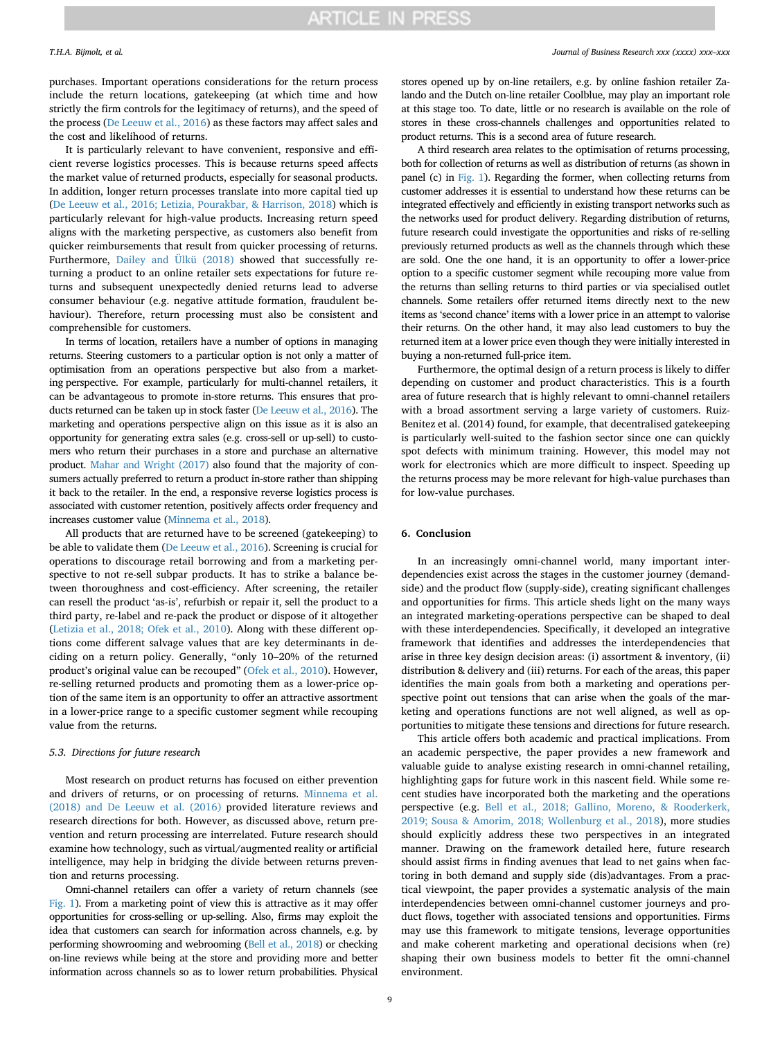purchases. Important operations considerations for the return process include the return locations, gatekeeping (at which time and how strictly the firm controls for the legitimacy of returns), and the speed of the process (De Leeuw et al., 2016) as these factors may affect sales and the cost and likelihood of returns.

It is particularly relevant to have convenient, responsive and efficient reverse logistics processes. This is because returns speed affects the market value of returned products, especially for seasonal products. In addition, longer return processes translate into more capital tied up (De Leeuw et al., 2016; Letizia, Pourakbar, & Harrison, 2018) which is particularly relevant for high-value products. Increasing return speed aligns with the marketing perspective, as customers also benefit from quicker reimbursements that result from quicker processing of returns. Furthermore, Dailey and Ülkü (2018) showed that successfully returning a product to an online retailer sets expectations for future returns and subsequent unexpectedly denied returns lead to adverse consumer behaviour (e.g. negative attitude formation, fraudulent behaviour). Therefore, return processing must also be consistent and comprehensible for customers.

In terms of location, retailers have a number of options in managing returns. Steering customers to a particular option is not only a matter of optimisation from an operations perspective but also from a marketing perspective. For example, particularly for multi-channel retailers, it can be advantageous to promote in-store returns. This ensures that products returned can be taken up in stock faster (De Leeuw et al., 2016). The marketing and operations perspective align on this issue as it is also an opportunity for generating extra sales (e.g. cross-sell or up-sell) to customers who return their purchases in a store and purchase an alternative product. Mahar and Wright (2017) also found that the majority of consumers actually preferred to return a product in-store rather than shipping it back to the retailer. In the end, a responsive reverse logistics process is associated with customer retention, positively affects order frequency and increases customer value (Minnema et al., 2018).

All products that are returned have to be screened (gatekeeping) to be able to validate them (De Leeuw et al., 2016). Screening is crucial for operations to discourage retail borrowing and from a marketing perspective to not re-sell subpar products. It has to strike a balance between thoroughness and cost-efficiency. After screening, the retailer can resell the product 'as-is', refurbish or repair it, sell the product to a third party, re-label and re-pack the product or dispose of it altogether (Letizia et al., 2018; Ofek et al., 2010). Along with these different options come different salvage values that are key determinants in deciding on a return policy. Generally, "only 10–20% of the returned product's original value can be recouped" (Ofek et al., 2010). However, re-selling returned products and promoting them as a lower-price option of the same item is an opportunity to offer an attractive assortment in a lower-price range to a specific customer segment while recouping value from the returns.

### 5.3. Directions for future research

Most research on product returns has focused on either prevention and drivers of returns, or on processing of returns. Minnema et al. (2018) and De Leeuw et al. (2016) provided literature reviews and research directions for both. However, as discussed above, return prevention and return processing are interrelated. Future research should examine how technology, such as virtual/augmented reality or artificial intelligence, may help in bridging the divide between returns prevention and returns processing.

Omni-channel retailers can offer a variety of return channels (see Fig. 1). From a marketing point of view this is attractive as it may offer opportunities for cross-selling or up-selling. Also, firms may exploit the idea that customers can search for information across channels, e.g. by performing showrooming and webrooming (Bell et al., 2018) or checking on-line reviews while being at the store and providing more and better information across channels so as to lower return probabilities. Physical stores opened up by on-line retailers, e.g. by online fashion retailer Zalando and the Dutch on-line retailer Coolblue, may play an important role at this stage too. To date, little or no research is available on the role of stores in these cross-channels challenges and opportunities related to product returns. This is a second area of future research.

A third research area relates to the optimisation of returns processing, both for collection of returns as well as distribution of returns (as shown in panel (c) in Fig. 1). Regarding the former, when collecting returns from customer addresses it is essential to understand how these returns can be integrated effectively and efficiently in existing transport networks such as the networks used for product delivery. Regarding distribution of returns, future research could investigate the opportunities and risks of re-selling previously returned products as well as the channels through which these are sold. One the one hand, it is an opportunity to offer a lower-price option to a specific customer segment while recouping more value from the returns than selling returns to third parties or via specialised outlet channels. Some retailers offer returned items directly next to the new items as 'second chance' items with a lower price in an attempt to valorise their returns. On the other hand, it may also lead customers to buy the returned item at a lower price even though they were initially interested in buying a non-returned full-price item.

Furthermore, the optimal design of a return process is likely to differ depending on customer and product characteristics. This is a fourth area of future research that is highly relevant to omni-channel retailers with a broad assortment serving a large variety of customers. Ruiz-Benitez et al. (2014) found, for example, that decentralised gatekeeping is particularly well-suited to the fashion sector since one can quickly spot defects with minimum training. However, this model may not work for electronics which are more difficult to inspect. Speeding up the returns process may be more relevant for high-value purchases than for low-value purchases.

## 6. Conclusion

In an increasingly omni-channel world, many important interdependencies exist across the stages in the customer journey (demand-side) and the product flow (supply-side), creating significant challenges and opportunities for firms. This article sheds light on the many ways an integrated marketing-operations perspective can be shaped to deal with these interdependencies. Specifically, it developed an integrative framework that identifies and addresses the interdependencies that arise in three key design decision areas: (i) assortment & inventory, (ii) distribution & delivery and (iii) returns. For each of the areas, this paper identifies the main goals from both a marketing and operations perspective point out tensions that can arise when the goals of the marketing and operations functions are not well aligned, as well as opportunities to mitigate these tensions and directions for future research.

This article offers both academic and practical implications. From an academic perspective, the paper provides a new framework and valuable guide to analyse existing research in omni-channel retailing, highlighting gaps for future work in this nascent field. While some recent studies have incorporated both the marketing and the operations perspective (e.g. Bell et al., 2018; Gallino, Moreno, & Rooderkerk, 2019; Sousa & Amorim, 2018; Wollenburg et al., 2018), more studies should explicitly address these two perspectives in an integrated manner. Drawing on the framework detailed here, future research should assist firms in finding avenues that lead to net gains when factoring in both demand and supply side (dis)advantages. From a practical viewpoint, the paper provides a systematic analysis of the main interdependencies between omni-channel customer journeys and product flows, together with associated tensions and opportunities. Firms may use this framework to mitigate tensions, leverage opportunities and make coherent marketing and operational decisions when (re) shaping their own business models to better fit the omni-channel environment.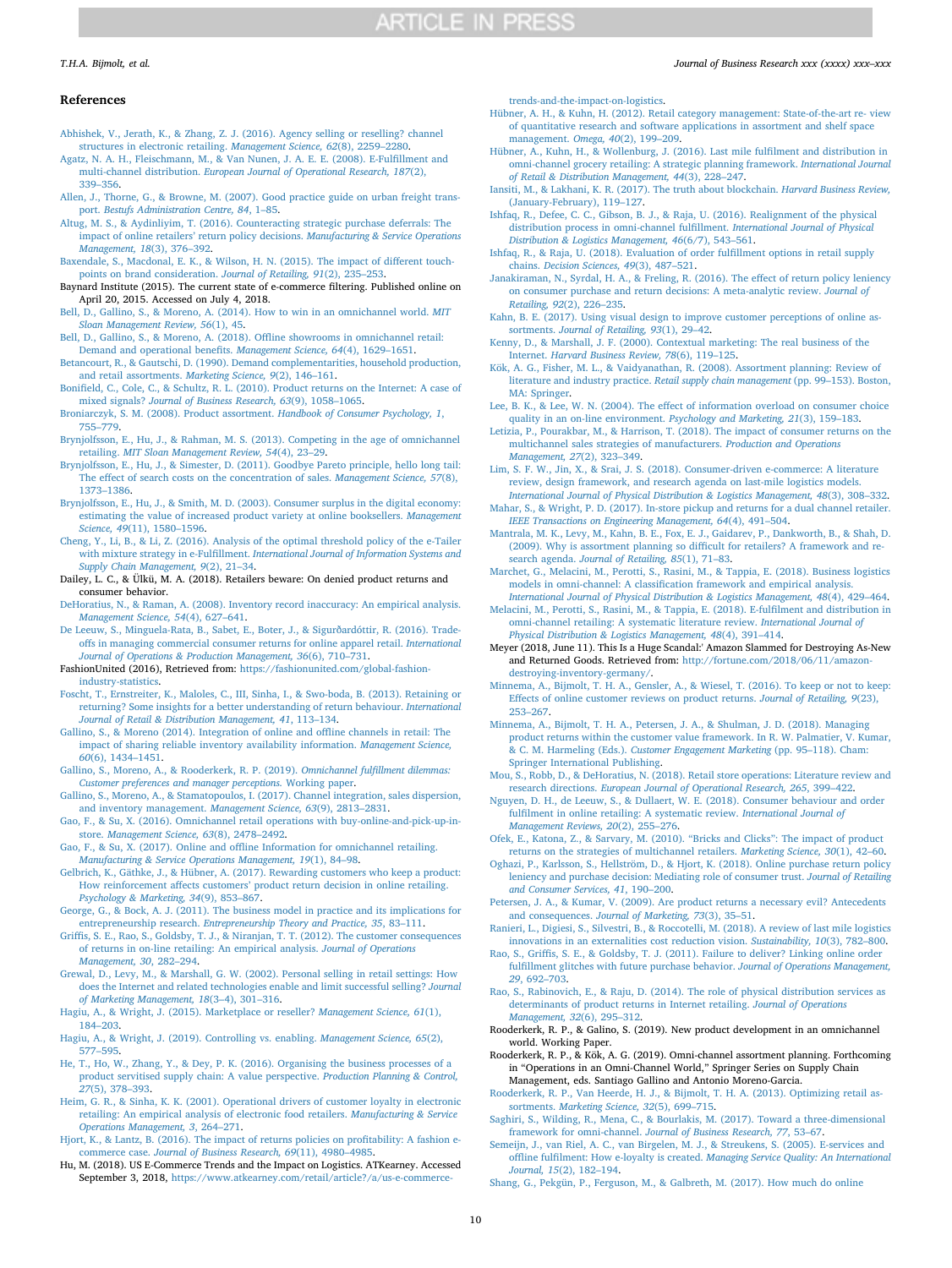## References

Abhishek, V., Jerath, K., & Zhang, Z. J. (2016). Agency selling or reselling? channel structures in electronic retailing. *Management Science, 62*(8), 2259–2280.

Agatz, N. A. H., Fleischmann, M., & Van Nunen, J. A. E. E. (2008). E-Fulfillment and multi-channel distribution. *European Journal of Operational Research, 187*(2), 339–356.

Allen, J., Thorne, G., & Browne, M. (2007). Good practice guide on urban freight transport. *Bestufs Administration Centre, 84*, 1–85.

Altug, M. S., & Aydinliyim, T. (2016). Counteracting strategic purchase deferrals: The impact of online retailers' return policy decisions. *Manufacturing & Service Operations Management, 18*(3), 376–392.

Baxendale, S., Macdonal, E. K., & Wilson, H. N. (2015). The impact of different touchpoints on brand consideration. *Journal of Retailing, 91*(2), 235–253.

Baynard Institute (2015). The current state of e-commerce filtering. Published online on April 20, 2015. Accessed on July 4, 2018.

Bell, D., Gallino, S., & Moreno, A. (2014). How to win in an omnichannel world. *MIT Sloan Management Review, 56*(1), 45.

Bell, D., Gallino, S., & Moreno, A. (2018). Offline showrooms in omnichannel retail: Demand and operational benefits. *Management Science, 64*(4), 1629–1651.

Betancourt, R., & Gautschi, D. (1990). Demand complementarities, household production, and retail assortments. *Marketing Science, 9*(2), 146–161.

Bonifield, C., Cole, C., & Schultz, R. L. (2010). Product returns on the Internet: A case of mixed signals? *Journal of Business Research, 63*(9), 1058–1065.

Broniarczyk, S. M. (2008). Product assortment. *Handbook of Consumer Psychology, 1*, 755–779.

Brynjolfsson, E., Hu, J., & Rahman, M. S. (2013). Competing in the age of omnichannel retailing. *MIT Sloan Management Review, 54*(4), 23–29.

Brynjolfsson, E., Hu, J., & Simester, D. (2011). Goodbye Pareto principle, hello long tail: The effect of search costs on the concentration of sales. *Management Science, 57*(8), 1373–1386.

Brynjolfsson, E., Hu, J., & Smith, M. D. (2003). Consumer surplus in the digital economy: estimating the value of increased product variety at online booksellers. *Management Science, 49*(11), 1580–1596.

Cheng, Y., Li, B., & Li, Z. (2016). Analysis of the optimal threshold policy of the e-Tailer with mixture strategy in e-Fulfillment. *International Journal of Information Systems and Supply Chain Management, 9*(2), 21–34.

Dailey, L. C., & Ülkü, M. A. (2018). Retailers beware: On denied product returns and consumer behavior.

DeHoratius, N., & Raman, A. (2008). Inventory record inaccuracy: An empirical analysis. *Management Science, 54*(4), 627–641.

De Leeuw, S., Minguela-Rata, B., Sabet, E., Boter, J., & Sigurðardóttir, R. (2016). Trade-offs in managing commercial consumer returns for online apparel retail. *International Journal of Operations & Production Management, 36*(6), 710–731.

FashionUnited (2016), Retrieved from: https://fashionunited.com/global-fashion-industry-statistics.

Foscht, T., Ernstreiter, K., Maloles, C., III, Sinha, I., & Swo-boda, B. (2013). Retaining or returning? Some insights for a better understanding of return behaviour. *International Journal of Retail & Distribution Management, 41*, 113–134.

Gallino, S., & Moreno (2014). Integration of online and offline channels in retail: The impact of sharing reliable inventory availability information. *Management Science, 60*(6), 1434–1451.

Gallino, S., Moreno, A., & Rooderkerk, R. P. (2019). *Omnichannel fulfillment dilemmas: Customer preferences and manager perceptions.* Working paper.

Gallino, S., Moreno, A., & Stamatopoulos, I. (2017). Channel integration, sales dispersion, and inventory management. *Management Science, 63*(9), 2813–2831.

Gao, F., & Su, X. (2016). Omnichannel retail operations with buy-online-and-pick-up-in-store. *Management Science, 63*(8), 2478–2492.

Gao, F., & Su, X. (2017). Online and offline Information for omnichannel retailing. *Manufacturing & Service Operations Management, 19*(1), 84–98.

Gelbrich, K., Gäthke, J., & Hübner, A. (2017). Rewarding customers who keep a product: How reinforcement affects customers' product return decision in online retailing. *Psychology & Marketing, 34*(9), 853–867.

George, G., & Bock, A. J. (2011). The business model in practice and its implications for entrepreneurship research. *Entrepreneurship Theory and Practice, 35*, 83–111.

Griffis, S. E., Rao, S., Goldsby, T. J., & Niranjan, T. T. (2012). The customer consequences of returns in on-line retailing: An empirical analysis. *Journal of Operations Management, 30*, 282–294.

Grewal, D., Levy, M., & Marshall, G. W. (2002). Personal selling in retail settings: How does the Internet and related technologies enable and limit successful selling? *Journal of Marketing Management, 18*(3–4), 301–316.

Hagiu, A., & Wright, J. (2015). Marketplace or reseller? *Management Science, 61*(1), 184–203.

Hagiu, A., & Wright, J. (2019). Controlling vs. enabling. *Management Science, 65*(2), 577–595.

He, T., Ho, W., Zhang, Y., & Dey, P. K. (2016). Organising the business processes of a product servitised supply chain: A value perspective. *Production Planning & Control, 27*(5), 378–393.

Heim, G. R., & Sinha, K. K. (2001). Operational drivers of customer loyalty in electronic retailing: An empirical analysis of electronic food retailers. *Manufacturing & Service Operations Management, 3*, 264–271.

Hjort, K., & Lantz, B. (2016). The impact of returns policies on profitability: A fashion e-commerce case. *Journal of Business Research, 69*(11), 4980–4985.

Hu, M. (2018). US E-Commerce Trends and the Impact on Logistics. ATKearney. Accessed September 3, 2018, https://www.atkearney.com/retail/article?/a/us-e-commerce-trends-and-the-impact-on-logistics.

Hübner, A. H., & Kuhn, H. (2012). Retail category management: State-of-the-art re- view of quantitative research and software applications in assortment and shelf space management. *Omega, 40*(2), 199–209.

Hübner, A., Kuhn, H., & Wollenburg, J. (2016). Last mile fulfilment and distribution in omni-channel grocery retailing: A strategic planning framework. *International Journal of Retail & Distribution Management, 44*(3), 228–247.

Iansiti, M., & Lakhani, K. R. (2017). The truth about blockchain. *Harvard Business Review*, (January-February), 119–127.

Ishfaq, R., Defee, C. C., Gibson, B. J., & Raja, U. (2016). Realignment of the physical distribution process in omni-channel fulfillment. *International Journal of Physical Distribution & Logistics Management, 46*(6/7), 543–561.

Ishfaq, R., & Raja, U. (2018). Evaluation of order fulfillment options in retail supply chains. *Decision Sciences, 49*(3), 487–521.

Janakiraman, N., Syrdal, H. A., & Freling, R. (2016). The effect of return policy leniency on consumer purchase and return decisions: A meta-analytic review. *Journal of Retailing, 92*(2), 226–235.

Kahn, B. E. (2017). Using visual design to improve customer perceptions of online assortments. *Journal of Retailing, 93*(1), 29–42.

Kenny, D., & Marshall, J. F. (2000). Contextual marketing: The real business of the Internet. *Harvard Business Review, 78*(6), 119–125.

Kök, A. G., Fisher, M. L., & Vaidyanathan, R. (2008). Assortment planning: Review of literature and industry practice. *Retail supply chain management* (pp. 99–153). Boston, MA: Springer.

Lee, B. K., & Lee, W. N. (2004). The effect of information overload on consumer choice quality in an on-line environment. *Psychology and Marketing, 21*(3), 159–183.

Letizia, P., Pourakbar, M., & Harrison, T. (2018). The impact of consumer returns on the multichannel sales strategies of manufacturers. *Production and Operations Management, 27*(2), 323–349.

Lim, S. F. W., Jin, X., & Srai, J. S. (2018). Consumer-driven e-commerce: A literature review, design framework, and research agenda on last-mile logistics models. *International Journal of Physical Distribution & Logistics Management, 48*(3), 308–332.

Mahar, S., & Wright, P. D. (2017). In-store pickup and returns for a dual channel retailer. *IEEE Transactions on Engineering Management, 64*(4), 491–504.

Mantrala, M. K., Levy, M., Kahn, B. E., Fox, E. J., Gaidarev, P., Dankworth, B., & Shah, D. (2009). Why is assortment planning so difficult for retailers? A framework and research agenda. *Journal of Retailing, 85*(1), 71–83.

Marchet, G., Melacini, M., Perotti, S., Rasini, M., & Tappia, E. (2018). Business logistics models in omni-channel: A classification framework and empirical analysis. *International Journal of Physical Distribution & Logistics Management, 48*(4), 429–464.

Melacini, M., Perotti, S., Rasini, M., & Tappia, E. (2018). E-fulfilment and distribution in omni-channel retailing: A systematic literature review. *International Journal of Physical Distribution & Logistics Management, 48*(4), 391–414.

Meyer (2018, June 11). This Is a Huge Scandal:' Amazon Slammed for Destroying As-New and Returned Goods. Retrieved from: http://fortune.com/2018/06/11/amazon-destroying-inventory-germany/.

Minnema, A., Bijmolt, T. H. A., Gensler, A., & Wiesel, T. (2016). To keep or not to keep: Effects of online customer reviews on product returns. *Journal of Retailing, 9*(23), 253–267.

Minnema, A., Bijmolt, T. H. A., Petersen, J. A., & Shulman, J. D. (2018). Managing product returns within the customer value framework. In R. W. Palmatier, V. Kumar, & C. M. Harmeling (Eds.). *Customer Engagement Marketing* (pp. 95–118). Cham: Springer International Publishing.

Mou, S., Robb, D., & DeHoratius, N. (2018). Retail store operations: Literature review and research directions. *European Journal of Operational Research, 265*, 399–422.

Nguyen, D. H., de Leeuw, S., & Dullaert, W. E. (2018). Consumer behaviour and order fulfilment in online retailing: A systematic review. *International Journal of Management Reviews, 20*(2), 255–276.

Ofek, E., Katona, Z., & Sarvary, M. (2010). "Bricks and Clicks": The impact of product returns on the strategies of multichannel retailers. *Marketing Science, 30*(1), 42–60.

Oghazi, P., Karlsson, S., Hellström, D., & Hjort, K. (2018). Online purchase return policy leniency and purchase decision: Mediating role of consumer trust. *Journal of Retailing and Consumer Services, 41*, 190–200.

Petersen, J. A., & Kumar, V. (2009). Are product returns a necessary evil? Antecedents and consequences. *Journal of Marketing, 73*(3), 35–51.

Ranieri, L., Digiesi, S., Silvestri, B., & Roccotelli, M. (2018). A review of last mile logistics innovations in an externalities cost reduction vision. *Sustainability, 10*(3), 782–800.

Rao, S., Griffis, S. E., & Goldsby, T. J. (2011). Failure to deliver? Linking online order fulfillment glitches with future purchase behavior. *Journal of Operations Management, 29*, 692–703.

Rao, S., Rabinovich, E., & Raju, D. (2014). The role of physical distribution services as determinants of product returns in Internet retailing. *Journal of Operations Management, 32*(6), 295–312.

Rooderkerk, R. P., & Galino, S. (2019). New product development in an omnichannel world. Working Paper.

Rooderkerk, R. P., & Kök, A. G. (2019). Omni-channel assortment planning. Forthcoming in "Operations in an Omni-Channel World," Springer Series on Supply Chain Management, eds. Santiago Gallino and Antonio Moreno-Garcia.

Rooderkerk, R. P., Van Heerde, H. J., & Bijmolt, T. H. A. (2013). Optimizing retail assortments. *Marketing Science, 32*(5), 699–715.

Saghiri, S., Wilding, R., Mena, C., & Bourlakis, M. (2017). Toward a three-dimensional framework for omni-channel. *Journal of Business Research, 77*, 53–67.

Semeijn, J., van Riel, A. C., van Birgelen, M. J., & Streukens, S. (2005). E-services and offline fulfilment: How e-loyalty is created. *Managing Service Quality: An International Journal, 15*(2), 182–194.

Shang, G., Pekgün, P., Ferguson, M., & Galbreth, M. (2017). How much do online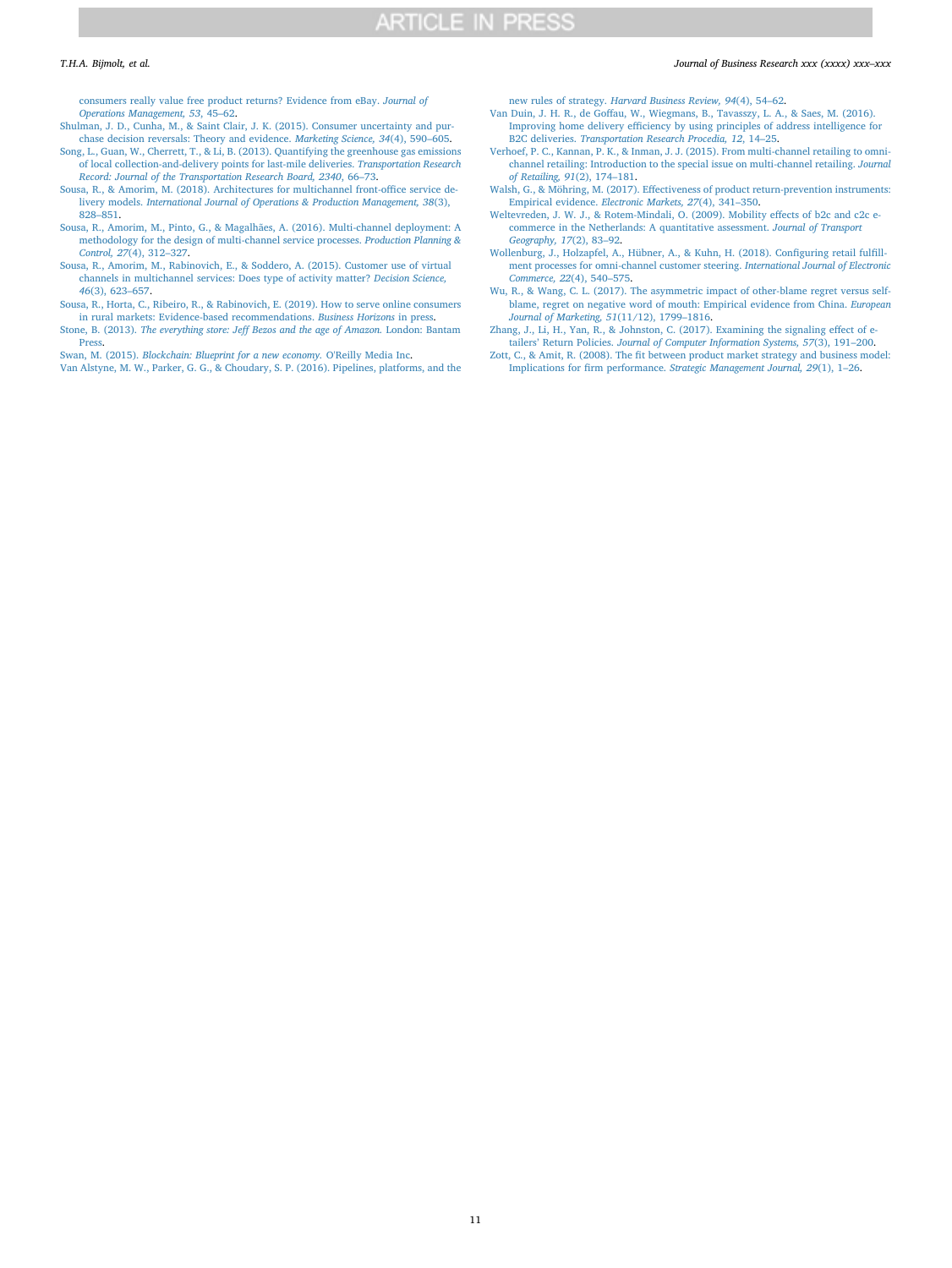consumers really value free product returns? Evidence from eBay. *Journal of Operations Management, 53*, 45–62.

Shulman, J. D., Cunha, M., & Saint Clair, J. K. (2015). Consumer uncertainty and purchase decision reversals: Theory and evidence. *Marketing Science, 34*(4), 590–605.

Song, L., Guan, W., Cherrett, T., & Li, B. (2013). Quantifying the greenhouse gas emissions of local collection-and-delivery points for last-mile deliveries. *Transportation Research Record: Journal of the Transportation Research Board, 2340*, 66–73.

Sousa, R., & Amorim, M. (2018). Architectures for multichannel front-office service delivery models. *International Journal of Operations & Production Management, 38*(3), 828–851.

Sousa, R., Amorim, M., Pinto, G., & Magalhães, A. (2016). Multi-channel deployment: A methodology for the design of multi-channel service processes. *Production Planning & Control, 27*(4), 312–327.

Sousa, R., Amorim, M., Rabinovich, E., & Soddero, A. (2015). Customer use of virtual channels in multichannel services: Does type of activity matter? *Decision Science, 46*(3), 623–657.

Sousa, R., Horta, C., Ribeiro, R., & Rabinovich, E. (2019). How to serve online consumers in rural markets: Evidence-based recommendations. *Business Horizons* in press.

Stone, B. (2013). *The everything store: Jeff Bezos and the age of Amazon*. London: Bantam Press.

Swan, M. (2015). *Blockchain: Blueprint for a new economy*. O'Reilly Media Inc.

Van Alstyne, M. W., Parker, G. G., & Choudary, S. P. (2016). Pipelines, platforms, and the new rules of strategy. *Harvard Business Review, 94*(4), 54–62.

Van Duin, J. H. R., de Goffau, W., Wiegmans, B., Tavasszy, L. A., & Saes, M. (2016). Improving home delivery efficiency by using principles of address intelligence for B2C deliveries. *Transportation Research Procedia, 12*, 14–25.

Verhoef, P. C., Kannan, P. K., & Inman, J. J. (2015). From multi-channel retailing to omni-channel retailing: Introduction to the special issue on multi-channel retailing. *Journal of Retailing, 91*(2), 174–181.

Walsh, G., & Möhring, M. (2017). Effectiveness of product return-prevention instruments: Empirical evidence. *Electronic Markets, 27*(4), 341–350.

Weltevreden, J. W. J., & Rotem-Mindali, O. (2009). Mobility effects of b2c and c2c e-commerce in the Netherlands: A quantitative assessment. *Journal of Transport Geography, 17*(2), 83–92.

Wollenburg, J., Holzapfel, A., Hübner, A., & Kuhn, H. (2018). Configuring retail fulfillment processes for omni-channel customer steering. *International Journal of Electronic Commerce, 22*(4), 540–575.

Wu, R., & Wang, C. L. (2017). The asymmetric impact of other-blame regret versus self-blame, regret on negative word of mouth: Empirical evidence from China. *European Journal of Marketing, 51*(11/12), 1799–1816.

Zhang, J., Li, H., Yan, R., & Johnston, C. (2017). Examining the signaling effect of e-tailers' Return Policies. *Journal of Computer Information Systems, 57*(3), 191–200.

Zott, C., & Amit, R. (2008). The fit between product market strategy and business model: Implications for firm performance. *Strategic Management Journal, 29*(1), 1–26.